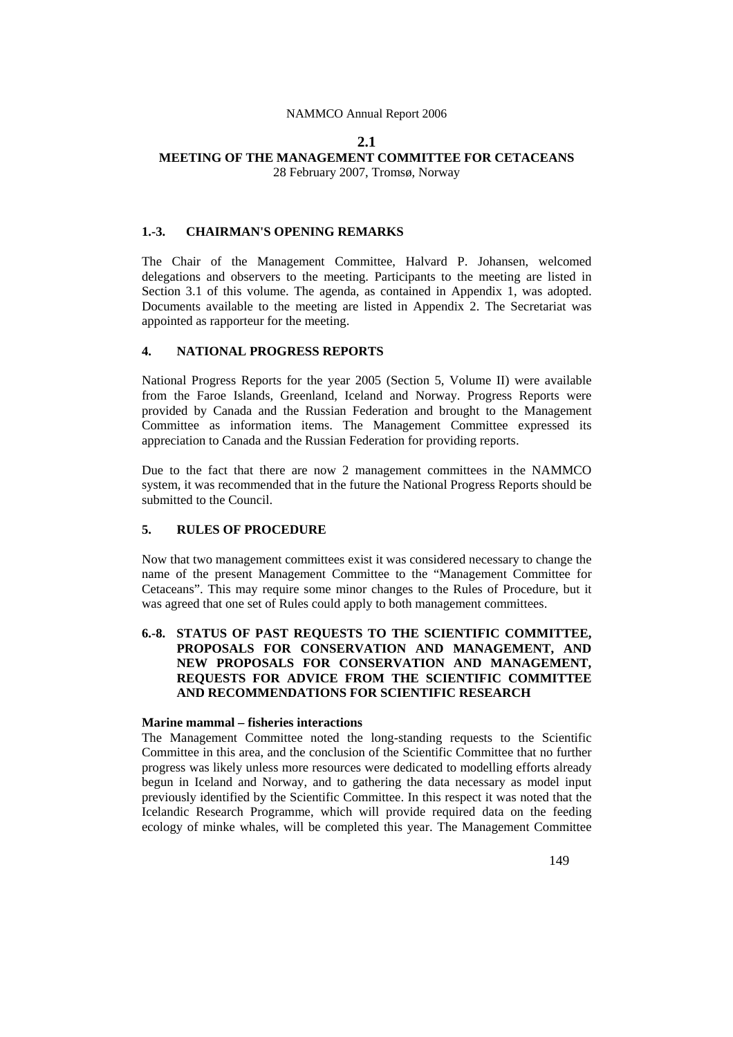## 2.1

# MEETING OF THE MANAGEMENT COMMITTEE FOR CETACEANS

28 February 2007, Tromsø, Norway

### 1.-3. CHAIRMAN'S OPENING REMARKS

The Chair of the Management Committee, Halvard P. Johansen, welcomed delegations and observers to the meeting. Participants to the meeting are listed in Section 3.1 of this volume. The agenda, as contained in Appendix 1, was adopted. Documents available to the meeting are listed in Appendix 2. The Secretariat was appointed as rapporteur for the meeting.

### 4. NATIONAL PROGRESS REPORTS

National Progress Reports for the year 2005 (Section 5, Volume II) were available from the Faroe Islands, Greenland, Iceland and Norway. Progress Reports were provided by Canada and the Russian Federation and brought to the Management Committee as information items. The Management Committee expressed its appreciation to Canada and the Russian Federation for providing reports.

Due to the fact that there are now 2 management committees in the NAMMCO system, it was recommended that in the future the National Progress Reports should be submitted to the Council.

### 5. RULES OF PROCEDURE

Now that two management committees exist it was considered necessary to change the name of the present Management Committee to the "Management Committee for Cetaceans". This may require some minor changes to the Rules of Procedure, but it was agreed that one set of Rules could apply to both management committees.

### 6.-8. STATUS OF PAST REQUESTS TO THE SCIENTIFIC COMMITTEE, PROPOSALS FOR CONSERVATION AND MANAGEMENT, AND NEW PROPOSALS FOR CONSERVATION AND MANAGEMENT, REQUESTS FOR ADVICE FROM THE SCIENTIFIC COMMITTEE AND RECOMMENDATIONS FOR SCIENTIFIC RESEARCH

**Marine mammal – fisheries interactions**

The Management Committee noted the long-standing requests to the Scientific Committee in this area, and the conclusion of the Scientific Committee that no further progress was likely unless more resources were dedicated to modelling efforts already begun in Iceland and Norway, and to gathering the data necessary as model input previously identified by the Scientific Committee. In this respect it was noted that the Icelandic Research Programme, which will provide required data on the feeding ecology of minke whales, will be completed this year. The Management Committee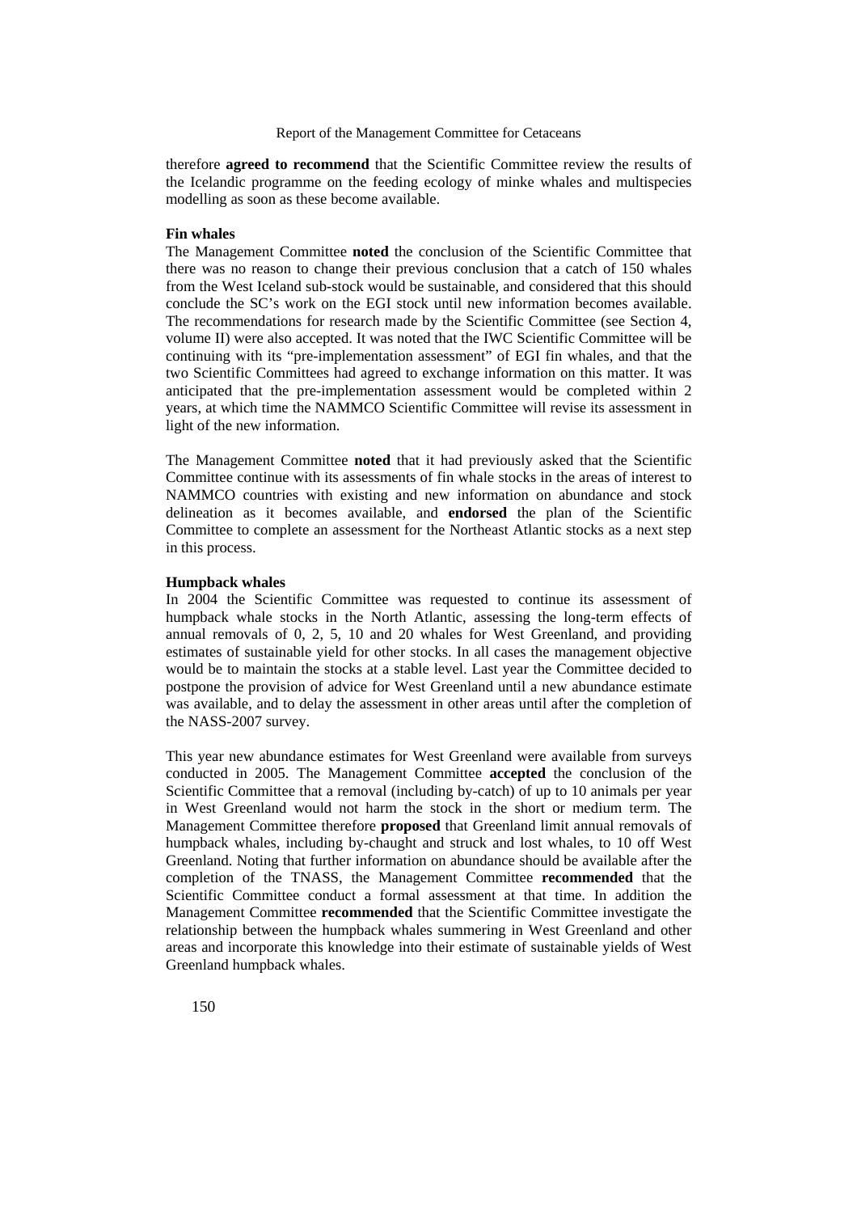therefore **agreed to recommend** that the Scientific Committee review the results of the Icelandic programme on the feeding ecology of minke whales and multispecies modelling as soon as these become available.

**Fin whales**

The Management Committee **noted** the conclusion of the Scientific Committee that there was no reason to change their previous conclusion that a catch of 150 whales from the West Iceland sub-stock would be sustainable, and considered that this should conclude the SC's work on the EGI stock until new information becomes available. The recommendations for research made by the Scientific Committee (see Section 4, volume II) were also accepted. It was noted that the IWC Scientific Committee will be continuing with its "pre-implementation assessment" of EGI fin whales, and that the two Scientific Committees had agreed to exchange information on this matter. It was anticipated that the pre-implementation assessment would be completed within 2 years, at which time the NAMMCO Scientific Committee will revise its assessment in light of the new information.

The Management Committee **noted** that it had previously asked that the Scientific Committee continue with its assessments of fin whale stocks in the areas of interest to NAMMCO countries with existing and new information on abundance and stock delineation as it becomes available, and **endorsed** the plan of the Scientific Committee to complete an assessment for the Northeast Atlantic stocks as a next step in this process.

**Humpback whales**

In 2004 the Scientific Committee was requested to continue its assessment of humpback whale stocks in the North Atlantic, assessing the long-term effects of annual removals of 0, 2, 5, 10 and 20 whales for West Greenland, and providing estimates of sustainable yield for other stocks. In all cases the management objective would be to maintain the stocks at a stable level. Last year the Committee decided to postpone the provision of advice for West Greenland until a new abundance estimate was available, and to delay the assessment in other areas until after the completion of the NASS-2007 survey.

This year new abundance estimates for West Greenland were available from surveys conducted in 2005. The Management Committee **accepted** the conclusion of the Scientific Committee that a removal (including by-catch) of up to 10 animals per year in West Greenland would not harm the stock in the short or medium term. The Management Committee therefore **proposed** that Greenland limit annual removals of humpback whales, including by-chaught and struck and lost whales, to 10 off West Greenland. Noting that further information on abundance should be available after the completion of the TNASS, the Management Committee **recommended** that the Scientific Committee conduct a formal assessment at that time. In addition the Management Committee **recommended** that the Scientific Committee investigate the relationship between the humpback whales summering in West Greenland and other areas and incorporate this knowledge into their estimate of sustainable yields of West Greenland humpback whales.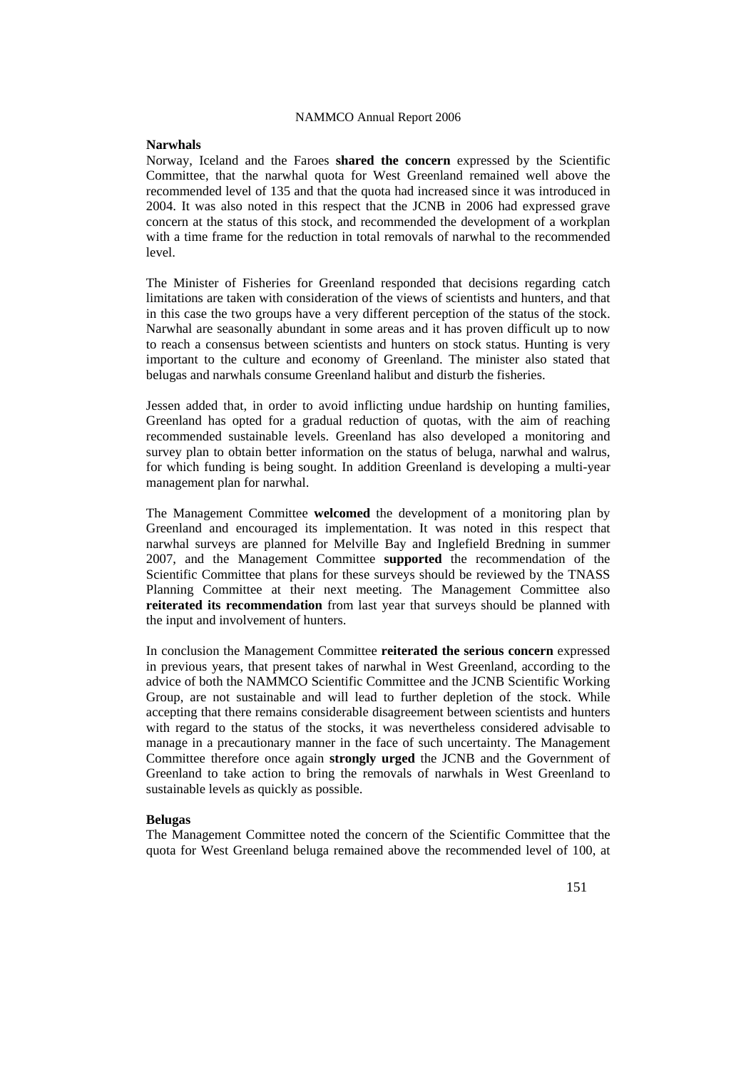**Narwhals**

Norway, Iceland and the Faroes **shared the concern** expressed by the Scientific Committee, that the narwhal quota for West Greenland remained well above the recommended level of 135 and that the quota had increased since it was introduced in 2004. It was also noted in this respect that the JCNB in 2006 had expressed grave concern at the status of this stock, and recommended the development of a workplan with a time frame for the reduction in total removals of narwhal to the recommended level.

The Minister of Fisheries for Greenland responded that decisions regarding catch limitations are taken with consideration of the views of scientists and hunters, and that in this case the two groups have a very different perception of the status of the stock. Narwhal are seasonally abundant in some areas and it has proven difficult up to now to reach a consensus between scientists and hunters on stock status. Hunting is very important to the culture and economy of Greenland. The minister also stated that belugas and narwhals consume Greenland halibut and disturb the fisheries.

Jessen added that, in order to avoid inflicting undue hardship on hunting families, Greenland has opted for a gradual reduction of quotas, with the aim of reaching recommended sustainable levels. Greenland has also developed a monitoring and survey plan to obtain better information on the status of beluga, narwhal and walrus, for which funding is being sought. In addition Greenland is developing a multi-year management plan for narwhal.

The Management Committee **welcomed** the development of a monitoring plan by Greenland and encouraged its implementation. It was noted in this respect that narwhal surveys are planned for Melville Bay and Inglefield Bredning in summer 2007, and the Management Committee **supported** the recommendation of the Scientific Committee that plans for these surveys should be reviewed by the TNASS Planning Committee at their next meeting. The Management Committee also **reiterated its recommendation** from last year that surveys should be planned with the input and involvement of hunters.

In conclusion the Management Committee **reiterated the serious concern** expressed in previous years, that present takes of narwhal in West Greenland, according to the advice of both the NAMMCO Scientific Committee and the JCNB Scientific Working Group, are not sustainable and will lead to further depletion of the stock. While accepting that there remains considerable disagreement between scientists and hunters with regard to the status of the stocks, it was nevertheless considered advisable to manage in a precautionary manner in the face of such uncertainty. The Management Committee therefore once again **strongly urged** the JCNB and the Government of Greenland to take action to bring the removals of narwhals in West Greenland to sustainable levels as quickly as possible.

**Belugas**

The Management Committee noted the concern of the Scientific Committee that the quota for West Greenland beluga remained above the recommended level of 100, at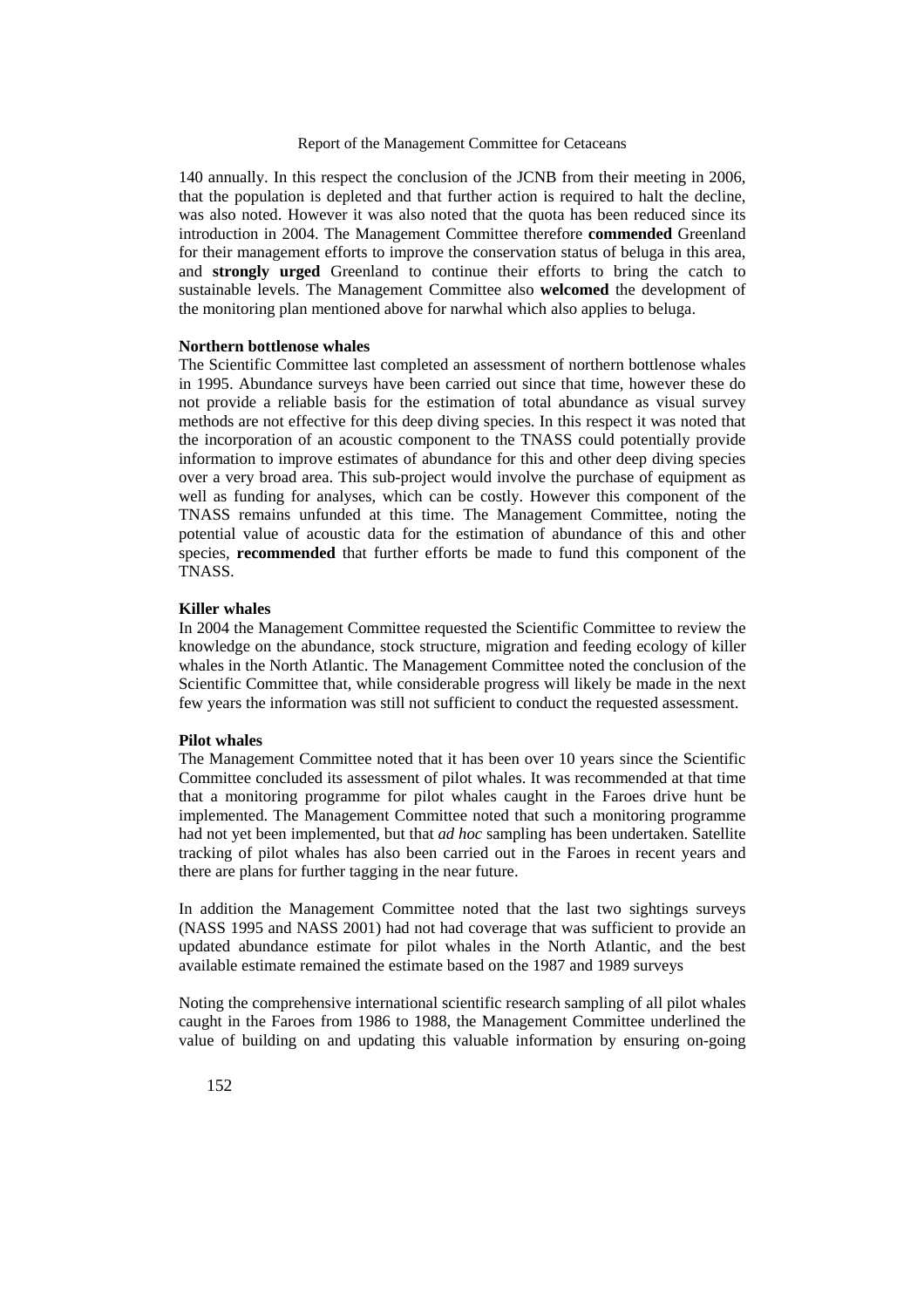140 annually. In this respect the conclusion of the JCNB from their meeting in 2006, that the population is depleted and that further action is required to halt the decline, was also noted. However it was also noted that the quota has been reduced since its introduction in 2004. The Management Committee therefore **commended** Greenland for their management efforts to improve the conservation status of beluga in this area, and **strongly urged** Greenland to continue their efforts to bring the catch to sustainable levels. The Management Committee also **welcomed** the development of the monitoring plan mentioned above for narwhal which also applies to beluga.

**Northern bottlenose whales**

The Scientific Committee last completed an assessment of northern bottlenose whales in 1995. Abundance surveys have been carried out since that time, however these do not provide a reliable basis for the estimation of total abundance as visual survey methods are not effective for this deep diving species. In this respect it was noted that the incorporation of an acoustic component to the TNASS could potentially provide information to improve estimates of abundance for this and other deep diving species over a very broad area. This sub-project would involve the purchase of equipment as well as funding for analyses, which can be costly. However this component of the TNASS remains unfunded at this time. The Management Committee, noting the potential value of acoustic data for the estimation of abundance of this and other species, **recommended** that further efforts be made to fund this component of the TNASS.

**Killer whales**

In 2004 the Management Committee requested the Scientific Committee to review the knowledge on the abundance, stock structure, migration and feeding ecology of killer whales in the North Atlantic. The Management Committee noted the conclusion of the Scientific Committee that, while considerable progress will likely be made in the next few years the information was still not sufficient to conduct the requested assessment.

**Pilot whales**

The Management Committee noted that it has been over 10 years since the Scientific Committee concluded its assessment of pilot whales. It was recommended at that time that a monitoring programme for pilot whales caught in the Faroes drive hunt be implemented. The Management Committee noted that such a monitoring programme had not yet been implemented, but that *ad hoc* sampling has been undertaken. Satellite tracking of pilot whales has also been carried out in the Faroes in recent years and there are plans for further tagging in the near future.

In addition the Management Committee noted that the last two sightings surveys (NASS 1995 and NASS 2001) had not had coverage that was sufficient to provide an updated abundance estimate for pilot whales in the North Atlantic, and the best available estimate remained the estimate based on the 1987 and 1989 surveys

Noting the comprehensive international scientific research sampling of all pilot whales caught in the Faroes from 1986 to 1988, the Management Committee underlined the value of building on and updating this valuable information by ensuring on-going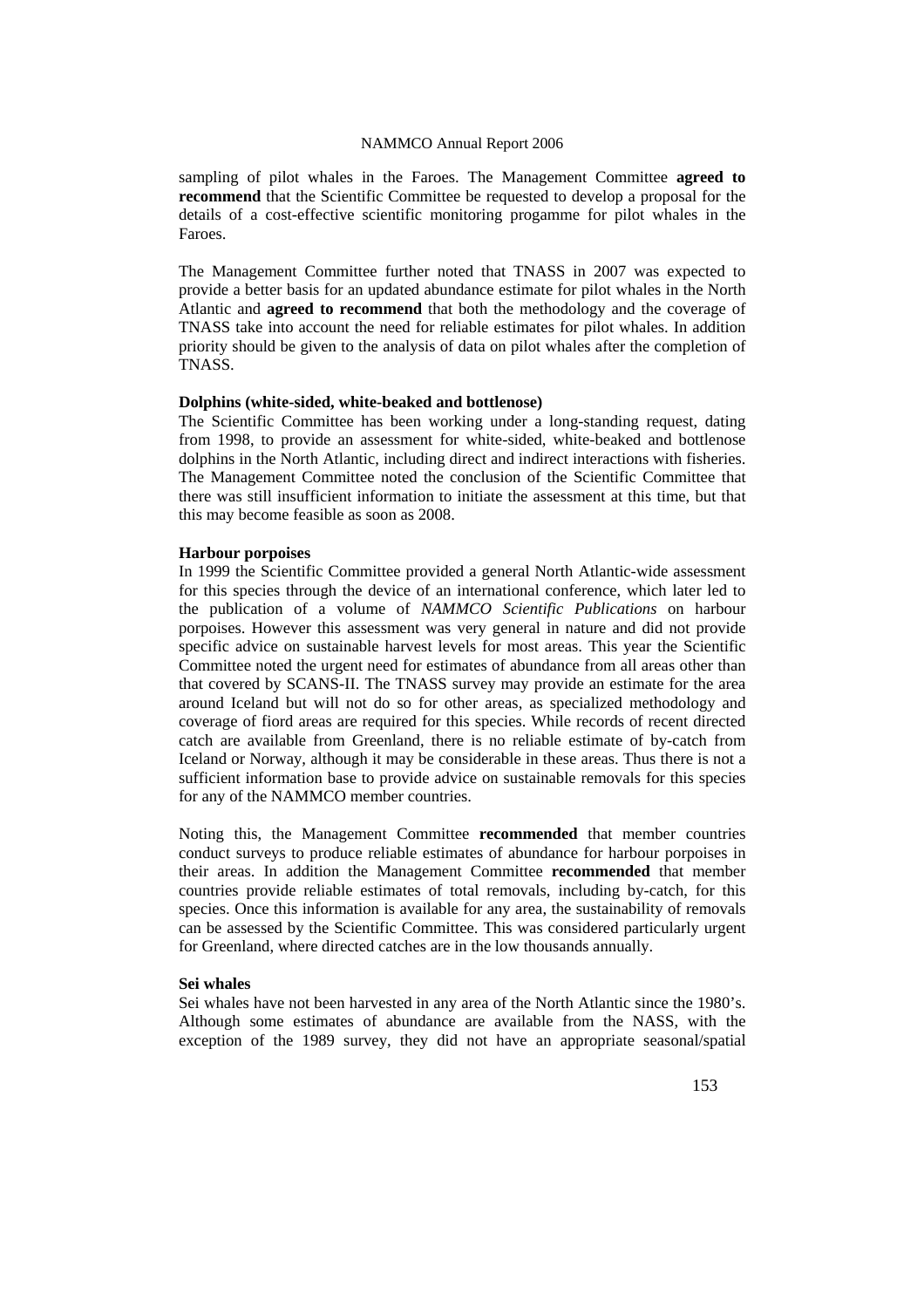sampling of pilot whales in the Faroes. The Management Committee **agreed to recommend** that the Scientific Committee be requested to develop a proposal for the details of a cost-effective scientific monitoring progamme for pilot whales in the Faroes.

The Management Committee further noted that TNASS in 2007 was expected to provide a better basis for an updated abundance estimate for pilot whales in the North Atlantic and **agreed to recommend** that both the methodology and the coverage of TNASS take into account the need for reliable estimates for pilot whales. In addition priority should be given to the analysis of data on pilot whales after the completion of TNASS.

### Dolphins (white-sided, white-beaked and bottlenose)

The Scientific Committee has been working under a long-standing request, dating from 1998, to provide an assessment for white-sided, white-beaked and bottlenose dolphins in the North Atlantic, including direct and indirect interactions with fisheries. The Management Committee noted the conclusion of the Scientific Committee that there was still insufficient information to initiate the assessment at this time, but that this may become feasible as soon as 2008.

### Harbour porpoises

In 1999 the Scientific Committee provided a general North Atlantic-wide assessment for this species through the device of an international conference, which later led to the publication of a volume of *NAMMCO Scientific Publications* on harbour porpoises. However this assessment was very general in nature and did not provide specific advice on sustainable harvest levels for most areas. This year the Scientific Committee noted the urgent need for estimates of abundance from all areas other than that covered by SCANS-II. The TNASS survey may provide an estimate for the area around Iceland but will not do so for other areas, as specialized methodology and coverage of fiord areas are required for this species. While records of recent directed catch are available from Greenland, there is no reliable estimate of by-catch from Iceland or Norway, although it may be considerable in these areas. Thus there is not a sufficient information base to provide advice on sustainable removals for this species for any of the NAMMCO member countries.

Noting this, the Management Committee **recommended** that member countries conduct surveys to produce reliable estimates of abundance for harbour porpoises in their areas. In addition the Management Committee **recommended** that member countries provide reliable estimates of total removals, including by-catch, for this species. Once this information is available for any area, the sustainability of removals can be assessed by the Scientific Committee. This was considered particularly urgent for Greenland, where directed catches are in the low thousands annually.

### Sei whales

Sei whales have not been harvested in any area of the North Atlantic since the 1980's. Although some estimates of abundance are available from the NASS, with the exception of the 1989 survey, they did not have an appropriate seasonal/spatial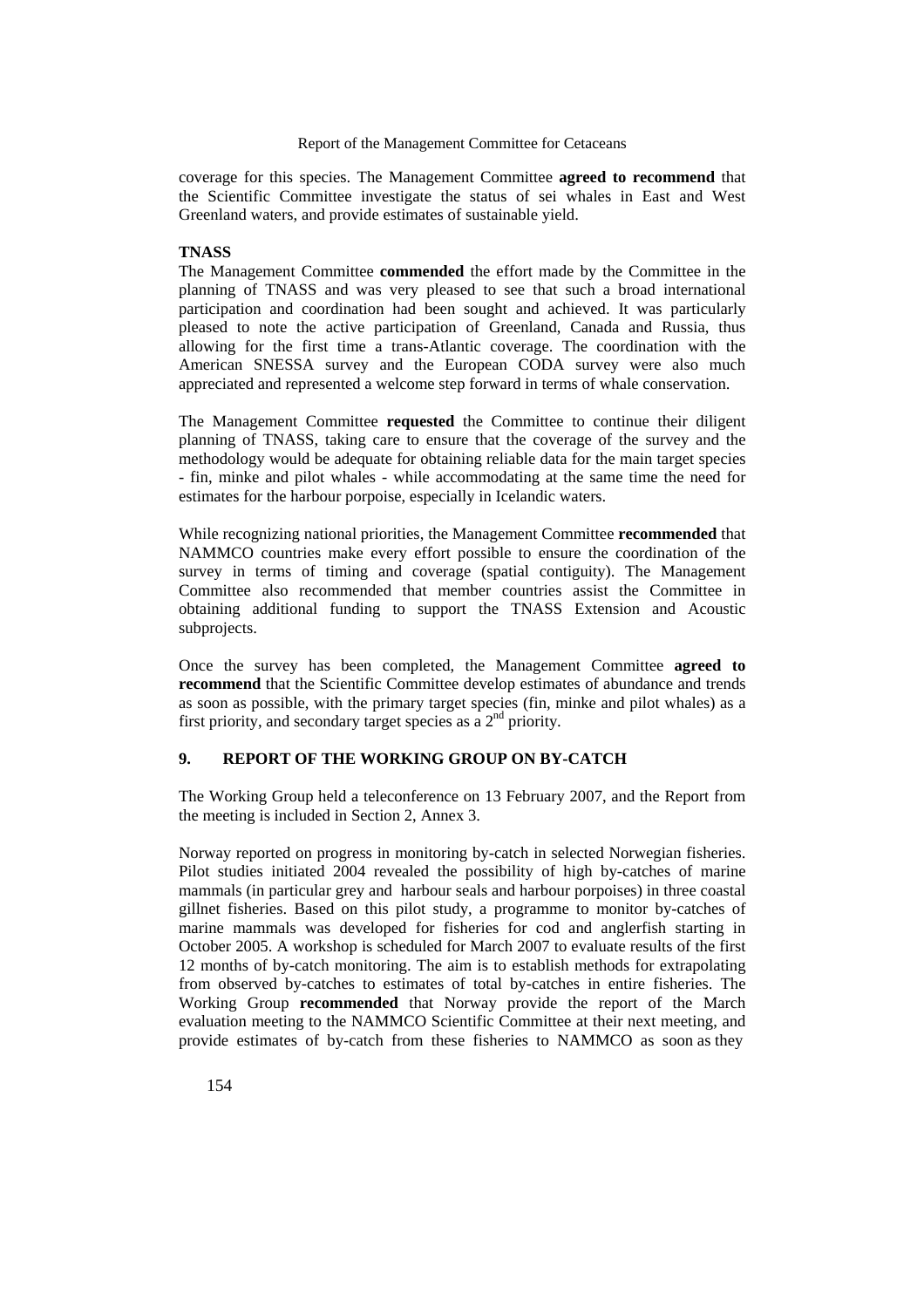coverage for this species. The Management Committee **agreed to recommend** that the Scientific Committee investigate the status of sei whales in East and West Greenland waters, and provide estimates of sustainable yield.

**TNASS**

The Management Committee **commended** the effort made by the Committee in the planning of TNASS and was very pleased to see that such a broad international participation and coordination had been sought and achieved. It was particularly pleased to note the active participation of Greenland, Canada and Russia, thus allowing for the first time a trans-Atlantic coverage. The coordination with the American SNESSA survey and the European CODA survey were also much appreciated and represented a welcome step forward in terms of whale conservation.

The Management Committee **requested** the Committee to continue their diligent planning of TNASS, taking care to ensure that the coverage of the survey and the methodology would be adequate for obtaining reliable data for the main target species - fin, minke and pilot whales - while accommodating at the same time the need for estimates for the harbour porpoise, especially in Icelandic waters.

While recognizing national priorities, the Management Committee **recommended** that NAMMCO countries make every effort possible to ensure the coordination of the survey in terms of timing and coverage (spatial contiguity). The Management Committee also recommended that member countries assist the Committee in obtaining additional funding to support the TNASS Extension and Acoustic subprojects.

Once the survey has been completed, the Management Committee **agreed to recommend** that the Scientific Committee develop estimates of abundance and trends as soon as possible, with the primary target species (fin, minke and pilot whales) as a first priority, and secondary target species as a 2nd priority.

## 9. REPORT OF THE WORKING GROUP ON BY-CATCH

The Working Group held a teleconference on 13 February 2007, and the Report from the meeting is included in Section 2, Annex 3.

Norway reported on progress in monitoring by-catch in selected Norwegian fisheries. Pilot studies initiated 2004 revealed the possibility of high by-catches of marine mammals (in particular grey and harbour seals and harbour porpoises) in three coastal gillnet fisheries. Based on this pilot study, a programme to monitor by-catches of marine mammals was developed for fisheries for cod and anglerfish starting in October 2005. A workshop is scheduled for March 2007 to evaluate results of the first 12 months of by-catch monitoring. The aim is to establish methods for extrapolating from observed by-catches to estimates of total by-catches in entire fisheries. The Working Group **recommended** that Norway provide the report of the March evaluation meeting to the NAMMCO Scientific Committee at their next meeting, and provide estimates of by-catch from these fisheries to NAMMCO as soon as they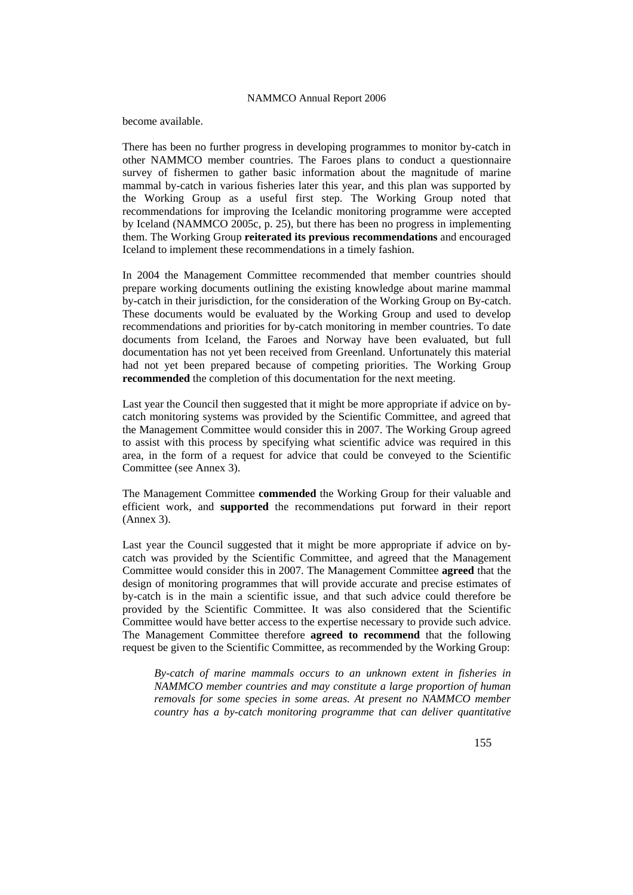become available.

There has been no further progress in developing programmes to monitor by-catch in other NAMMCO member countries. The Faroes plans to conduct a questionnaire survey of fishermen to gather basic information about the magnitude of marine mammal by-catch in various fisheries later this year, and this plan was supported by the Working Group as a useful first step. The Working Group noted that recommendations for improving the Icelandic monitoring programme were accepted by Iceland (NAMMCO 2005c, p. 25), but there has been no progress in implementing them. The Working Group **reiterated its previous recommendations** and encouraged Iceland to implement these recommendations in a timely fashion.

In 2004 the Management Committee recommended that member countries should prepare working documents outlining the existing knowledge about marine mammal by-catch in their jurisdiction, for the consideration of the Working Group on By-catch. These documents would be evaluated by the Working Group and used to develop recommendations and priorities for by-catch monitoring in member countries. To date documents from Iceland, the Faroes and Norway have been evaluated, but full documentation has not yet been received from Greenland. Unfortunately this material had not yet been prepared because of competing priorities. The Working Group **recommended** the completion of this documentation for the next meeting.

Last year the Council then suggested that it might be more appropriate if advice on by-catch monitoring systems was provided by the Scientific Committee, and agreed that the Management Committee would consider this in 2007. The Working Group agreed to assist with this process by specifying what scientific advice was required in this area, in the form of a request for advice that could be conveyed to the Scientific Committee (see Annex 3).

The Management Committee **commended** the Working Group for their valuable and efficient work, and **supported** the recommendations put forward in their report (Annex 3).

Last year the Council suggested that it might be more appropriate if advice on by-catch was provided by the Scientific Committee, and agreed that the Management Committee would consider this in 2007. The Management Committee **agreed** that the design of monitoring programmes that will provide accurate and precise estimates of by-catch is in the main a scientific issue, and that such advice could therefore be provided by the Scientific Committee. It was also considered that the Scientific Committee would have better access to the expertise necessary to provide such advice. The Management Committee therefore **agreed to recommend** that the following request be given to the Scientific Committee, as recommended by the Working Group:

> *By-catch of marine mammals occurs to an unknown extent in fisheries in NAMMCO member countries and may constitute a large proportion of human removals for some species in some areas. At present no NAMMCO member country has a by-catch monitoring programme that can deliver quantitative*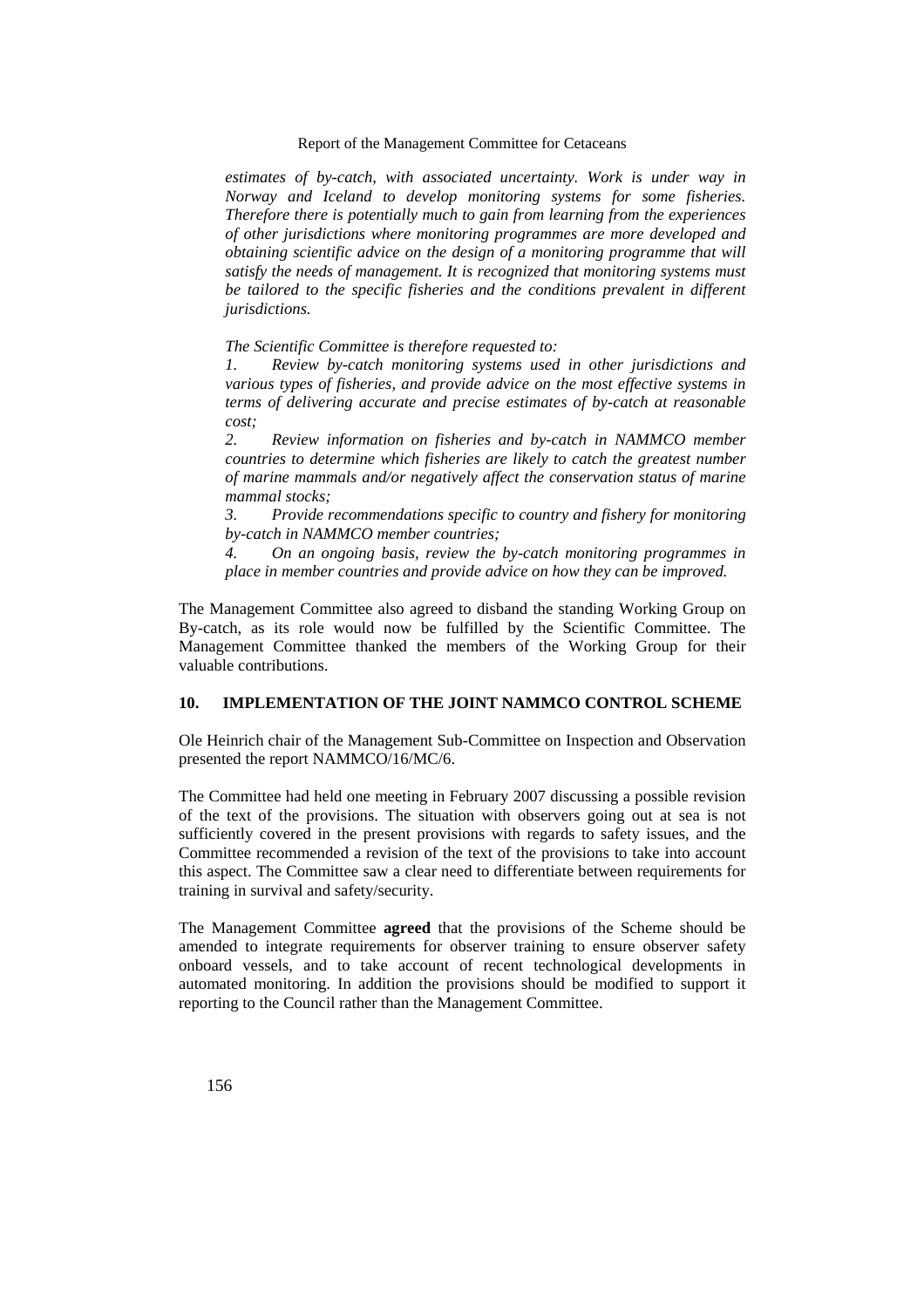*estimates of by-catch, with associated uncertainty. Work is under way in Norway and Iceland to develop monitoring systems for some fisheries. Therefore there is potentially much to gain from learning from the experiences of other jurisdictions where monitoring programmes are more developed and obtaining scientific advice on the design of a monitoring programme that will satisfy the needs of management. It is recognized that monitoring systems must be tailored to the specific fisheries and the conditions prevalent in different jurisdictions.*

*The Scientific Committee is therefore requested to:*

*1. Review by-catch monitoring systems used in other jurisdictions and various types of fisheries, and provide advice on the most effective systems in terms of delivering accurate and precise estimates of by-catch at reasonable cost;*

*2. Review information on fisheries and by-catch in NAMMCO member countries to determine which fisheries are likely to catch the greatest number of marine mammals and/or negatively affect the conservation status of marine mammal stocks;*

*3. Provide recommendations specific to country and fishery for monitoring by-catch in NAMMCO member countries;*

*4. On an ongoing basis, review the by-catch monitoring programmes in place in member countries and provide advice on how they can be improved.*

The Management Committee also agreed to disband the standing Working Group on By-catch, as its role would now be fulfilled by the Scientific Committee. The Management Committee thanked the members of the Working Group for their valuable contributions.

## 10. IMPLEMENTATION OF THE JOINT NAMMCO CONTROL SCHEME

Ole Heinrich chair of the Management Sub-Committee on Inspection and Observation presented the report NAMMCO/16/MC/6.

The Committee had held one meeting in February 2007 discussing a possible revision of the text of the provisions. The situation with observers going out at sea is not sufficiently covered in the present provisions with regards to safety issues, and the Committee recommended a revision of the text of the provisions to take into account this aspect. The Committee saw a clear need to differentiate between requirements for training in survival and safety/security.

The Management Committee **agreed** that the provisions of the Scheme should be amended to integrate requirements for observer training to ensure observer safety onboard vessels, and to take account of recent technological developments in automated monitoring. In addition the provisions should be modified to support it reporting to the Council rather than the Management Committee.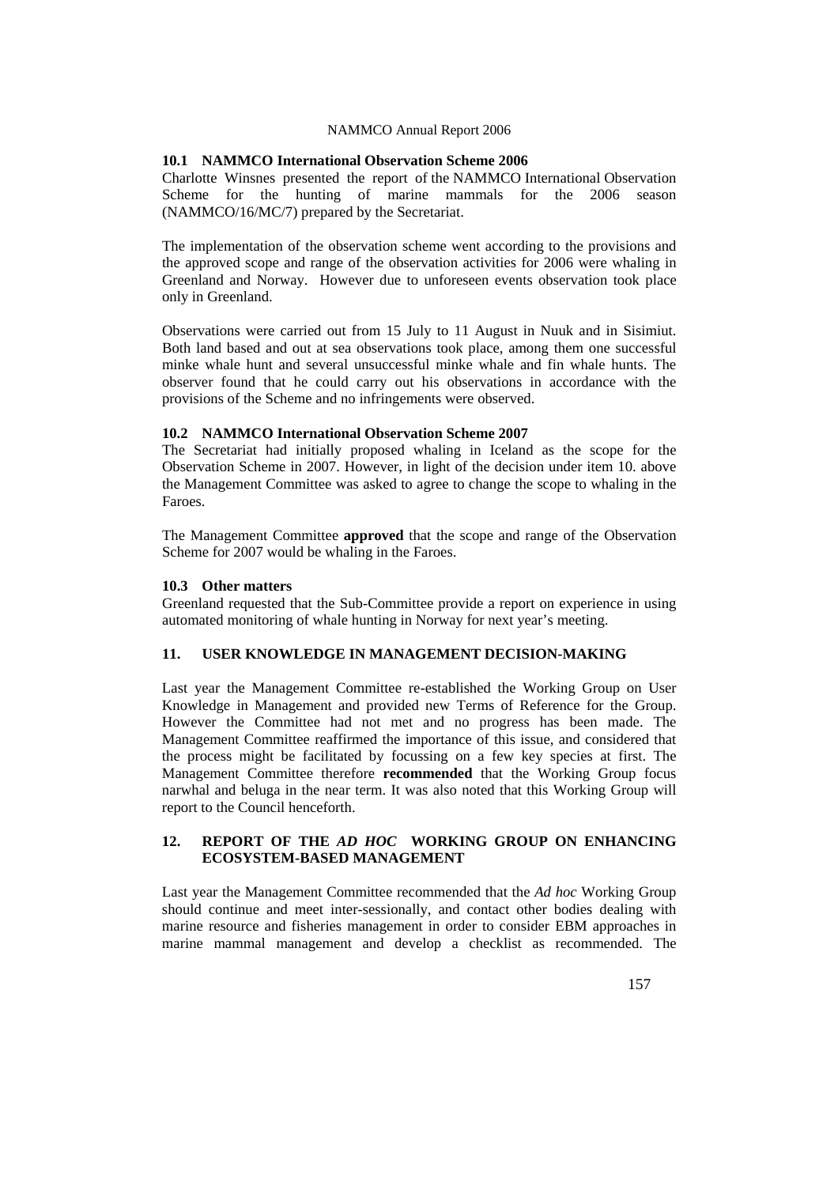### 10.1 NAMMCO International Observation Scheme 2006

Charlotte Winsnes presented the report of the NAMMCO International Observation Scheme for the hunting of marine mammals for the 2006 season (NAMMCO/16/MC/7) prepared by the Secretariat.

The implementation of the observation scheme went according to the provisions and the approved scope and range of the observation activities for 2006 were whaling in Greenland and Norway. However due to unforeseen events observation took place only in Greenland.

Observations were carried out from 15 July to 11 August in Nuuk and in Sisimiut. Both land based and out at sea observations took place, among them one successful minke whale hunt and several unsuccessful minke whale and fin whale hunts. The observer found that he could carry out his observations in accordance with the provisions of the Scheme and no infringements were observed.

### 10.2 NAMMCO International Observation Scheme 2007

The Secretariat had initially proposed whaling in Iceland as the scope for the Observation Scheme in 2007. However, in light of the decision under item 10. above the Management Committee was asked to agree to change the scope to whaling in the Faroes.

The Management Committee **approved** that the scope and range of the Observation Scheme for 2007 would be whaling in the Faroes.

### 10.3 Other matters

Greenland requested that the Sub-Committee provide a report on experience in using automated monitoring of whale hunting in Norway for next year's meeting.

## 11. USER KNOWLEDGE IN MANAGEMENT DECISION-MAKING

Last year the Management Committee re-established the Working Group on User Knowledge in Management and provided new Terms of Reference for the Group. However the Committee had not met and no progress has been made. The Management Committee reaffirmed the importance of this issue, and considered that the process might be facilitated by focussing on a few key species at first. The Management Committee therefore **recommended** that the Working Group focus narwhal and beluga in the near term. It was also noted that this Working Group will report to the Council henceforth.

## 12. REPORT OF THE *AD HOC* WORKING GROUP ON ENHANCING ECOSYSTEM-BASED MANAGEMENT

Last year the Management Committee recommended that the *Ad hoc* Working Group should continue and meet inter-sessionally, and contact other bodies dealing with marine resource and fisheries management in order to consider EBM approaches in marine mammal management and develop a checklist as recommended. The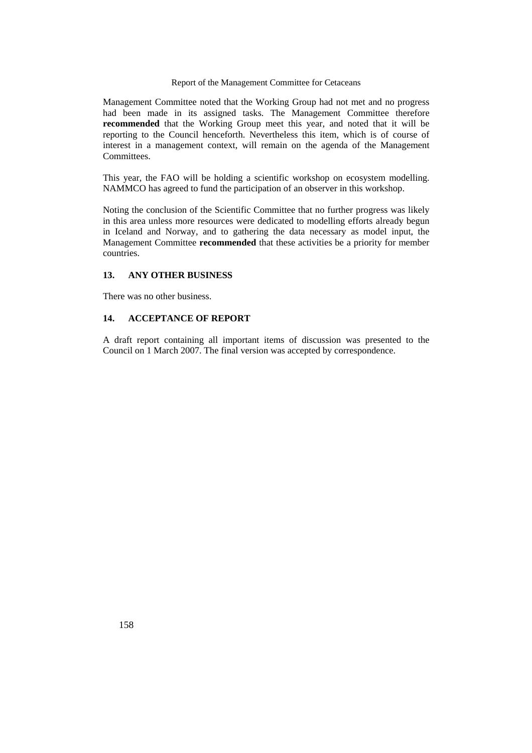Management Committee noted that the Working Group had not met and no progress had been made in its assigned tasks. The Management Committee therefore **recommended** that the Working Group meet this year, and noted that it will be reporting to the Council henceforth. Nevertheless this item, which is of course of interest in a management context, will remain on the agenda of the Management Committees.

This year, the FAO will be holding a scientific workshop on ecosystem modelling. NAMMCO has agreed to fund the participation of an observer in this workshop.

Noting the conclusion of the Scientific Committee that no further progress was likely in this area unless more resources were dedicated to modelling efforts already begun in Iceland and Norway, and to gathering the data necessary as model input, the Management Committee **recommended** that these activities be a priority for member countries.

## 13. ANY OTHER BUSINESS

There was no other business.

## 14. ACCEPTANCE OF REPORT

A draft report containing all important items of discussion was presented to the Council on 1 March 2007. The final version was accepted by correspondence.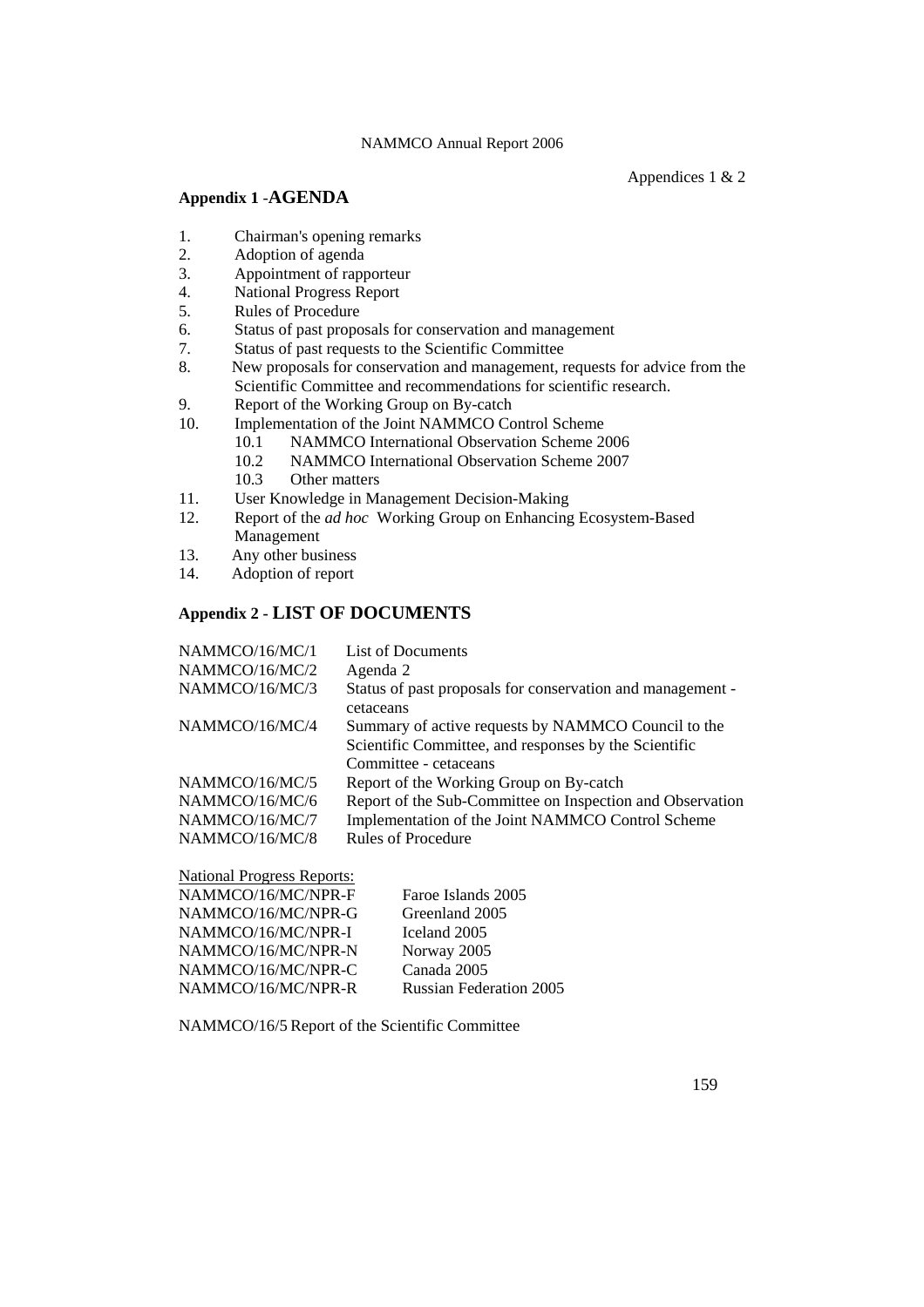Appendices 1 & 2

## Appendix 1 - AGENDA

1. Chairman's opening remarks
2. Adoption of agenda
3. Appointment of rapporteur
4. National Progress Report
5. Rules of Procedure
6. Status of past proposals for conservation and management
7. Status of past requests to the Scientific Committee
8. New proposals for conservation and management, requests for advice from the Scientific Committee and recommendations for scientific research.
9. Report of the Working Group on By-catch
10. Implementation of the Joint NAMMCO Control Scheme
    - 10.1 NAMMCO International Observation Scheme 2006
    - 10.2 NAMMCO International Observation Scheme 2007
    - 10.3 Other matters
11. User Knowledge in Management Decision-Making
12. Report of the *ad hoc* Working Group on Enhancing Ecosystem-Based Management
13. Any other business
14. Adoption of report

## Appendix 2 - LIST OF DOCUMENTS

| | |
|---|---|
| NAMMCO/16/MC/1 | List of Documents |
| NAMMCO/16/MC/2 | Agenda 2 |
| NAMMCO/16/MC/3 | Status of past proposals for conservation and management - cetaceans |
| NAMMCO/16/MC/4 | Summary of active requests by NAMMCO Council to the Scientific Committee, and responses by the Scientific Committee - cetaceans |
| NAMMCO/16/MC/5 | Report of the Working Group on By-catch |
| NAMMCO/16/MC/6 | Report of the Sub-Committee on Inspection and Observation |
| NAMMCO/16/MC/7 | Implementation of the Joint NAMMCO Control Scheme |
| NAMMCO/16/MC/8 | Rules of Procedure |

National Progress Reports:

| | |
|---|---|
| NAMMCO/16/MC/NPR-F | Faroe Islands 2005 |
| NAMMCO/16/MC/NPR-G | Greenland 2005 |
| NAMMCO/16/MC/NPR-I | Iceland 2005 |
| NAMMCO/16/MC/NPR-N | Norway 2005 |
| NAMMCO/16/MC/NPR-C | Canada 2005 |
| NAMMCO/16/MC/NPR-R | Russian Federation 2005 |

NAMMCO/16/5 Report of the Scientific Committee